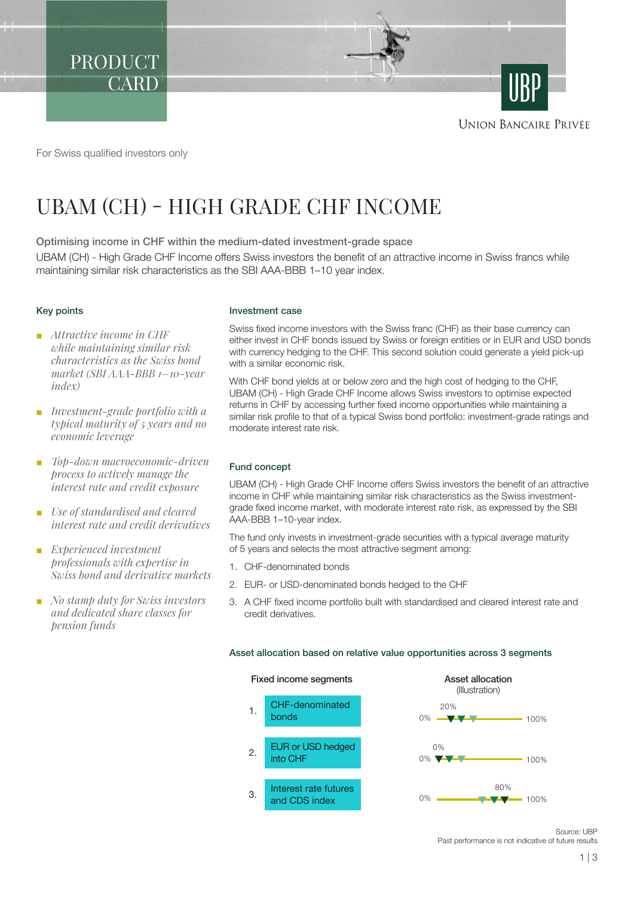PRODUCT CARD

UNION BANCAIRE PRIVÉE

For Swiss qualified investors only

# UBAM (CH) - HIGH GRADE CHF INCOME

**Optimising income in CHF within the medium-dated investment-grade space**

UBAM (CH) - High Grade CHF Income offers Swiss investors the benefit of an attractive income in Swiss francs while maintaining similar risk characteristics as the SBI AAA-BBB 1–10 year index.

### Key points

- *Attractive income in CHF while maintaining similar risk characteristics as the Swiss bond market (SBI AAA-BBB 1–10-year index)*
- *Investment-grade portfolio with a typical maturity of 5 years and no economic leverage*
- *Top-down macroeconomic-driven process to actively manage the interest rate and credit exposure*
- *Use of standardised and cleared interest rate and credit derivatives*
- *Experienced investment professionals with expertise in Swiss bond and derivative markets*
- *No stamp duty for Swiss investors and dedicated share classes for pension funds*

### Investment case

Swiss fixed income investors with the Swiss franc (CHF) as their base currency can either invest in CHF bonds issued by Swiss or foreign entities or in EUR and USD bonds with currency hedging to the CHF. This second solution could generate a yield pick-up with a similar economic risk.

With CHF bond yields at or below zero and the high cost of hedging to the CHF, UBAM (CH) - High Grade CHF Income allows Swiss investors to optimise expected returns in CHF by accessing further fixed income opportunities while maintaining a similar risk profile to that of a typical Swiss bond portfolio: investment-grade ratings and moderate interest rate risk.

### Fund concept

UBAM (CH) - High Grade CHF Income offers Swiss investors the benefit of an attractive income in CHF while maintaining similar risk characteristics as the Swiss investment-grade fixed income market, with moderate interest rate risk, as expressed by the SBI AAA-BBB 1–10-year index.

The fund only invests in investment-grade securities with a typical average maturity of 5 years and selects the most attractive segment among:

1. CHF-denominated bonds
2. EUR- or USD-denominated bonds hedged to the CHF
3. A CHF fixed income portfolio built with standardised and cleared interest rate and credit derivatives.

### Asset allocation based on relative value opportunities across 3 segments

| | Fixed income segments | Asset allocation (Illustration) |
|---|---|---|
| 1. | CHF-denominated bonds | 0% – 100% (20%) |
| 2. | EUR or USD hedged into CHF | 0% – 100% (0%) |
| 3. | Interest rate futures and CDS index | 0% – 100% (80%) |

Source: UBP
Past performance is not indicative of future results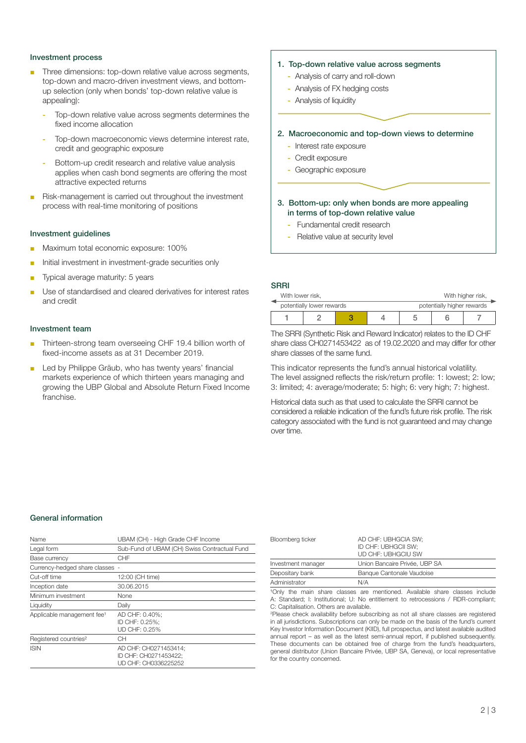## Investment process

- Three dimensions: top-down relative value across segments, top-down and macro-driven investment views, and bottom-up selection (only when bonds' top-down relative value is appealing):
  - Top-down relative value across segments determines the fixed income allocation
  - Top-down macroeconomic views determine interest rate, credit and geographic exposure
  - Bottom-up credit research and relative value analysis applies when cash bond segments are offering the most attractive expected returns
- Risk-management is carried out throughout the investment process with real-time monitoring of positions

1. **Top-down relative value across segments**
   - Analysis of carry and roll-down
   - Analysis of FX hedging costs
   - Analysis of liquidity
2. **Macroeconomic and top-down views to determine**
   - Interest rate exposure
   - Credit exposure
   - Geographic exposure
3. **Bottom-up: only when bonds are more appealing in terms of top-down relative value**
   - Fundamental credit research
   - Relative value at security level

## Investment guidelines

- Maximum total economic exposure: 100%
- Initial investment in investment-grade securities only
- Typical average maturity: 5 years
- Use of standardised and cleared derivatives for interest rates and credit

## Investment team

- Thirteen-strong team overseeing CHF 19.4 billion worth of fixed-income assets as at 31 December 2019.
- Led by Philippe Gräub, who has twenty years' financial markets experience of which thirteen years managing and growing the UBP Global and Absolute Return Fixed Income franchise.

## SRRI

With lower risk, potentially lower rewards — With higher risk, potentially higher rewards

| 1 | 2 | **3** | 4 | 5 | 6 | 7 |
|---|---|---|---|---|---|---|

The SRRI (Synthetic Risk and Reward Indicator) relates to the ID CHF share class CH0271453422 as of 19.02.2020 and may differ for other share classes of the same fund.

This indicator represents the fund's annual historical volatility. The level assigned reflects the risk/return profile: 1: lowest; 2: low; 3: limited; 4: average/moderate; 5: high; 6: very high; 7: highest.

Historical data such as that used to calculate the SRRI cannot be considered a reliable indication of the fund's future risk profile. The risk category associated with the fund is not guaranteed and may change over time.

## General information

| | |
|---|---|
| Name | UBAM (CH) - High Grade CHF Income |
| Legal form | Sub-Fund of UBAM (CH) Swiss Contractual Fund |
| Base currency | CHF |
| Currency-hedged share classes | - |
| Cut-off time | 12:00 (CH time) |
| Inception date | 30.06.2015 |
| Minimum investment | None |
| Liquidity | Daily |
| Applicable management fee[1] | AD CHF: 0.40%; ID CHF: 0.25%; UD CHF: 0.25% |
| Registered countries[2] | CH |
| ISIN | AD CHF: CH0271453414; ID CHF: CH0271453422; UD CHF: CH0336225252 |
| Bloomberg ticker | AD CHF: UBHGCIA SW; ID CHF: UBHGCII SW; UD CHF: UBHGCIU SW |
| Investment manager | Union Bancaire Privée, UBP SA |
| Depositary bank | Banque Cantonale Vaudoise |
| Administrator | N/A |

[1]Only the main share classes are mentioned. Available share classes include A: Standard; I: Institutional; U: No entitlement to retrocessions / RDR-compliant; C: Capitalisation. Others are available.

[2]Please check availability before subscribing as not all share classes are registered in all jurisdictions. Subscriptions can only be made on the basis of the fund's current Key Investor Information Document (KIID), full prospectus, and latest available audited annual report – as well as the latest semi-annual report, if published subsequently. These documents can be obtained free of charge from the fund's headquarters, general distributor (Union Bancaire Privée, UBP SA, Geneva), or local representative for the country concerned.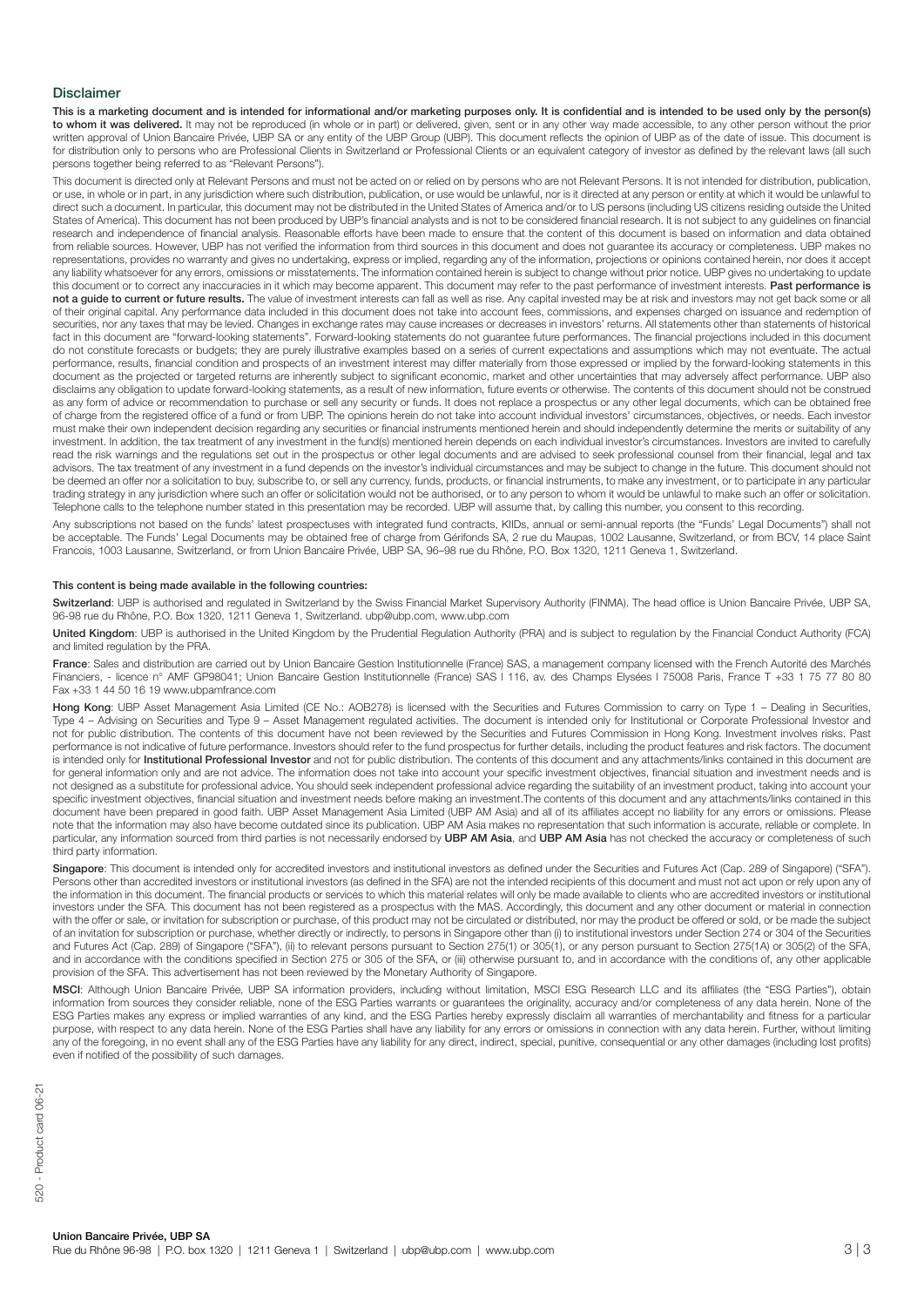## Disclaimer

**This is a marketing document and is intended for informational and/or marketing purposes only. It is confidential and is intended to be used only by the person(s) to whom it was delivered.** It may not be reproduced (in whole or in part) or delivered, given, sent or in any other way made accessible, to any other person without the prior written approval of Union Bancaire Privée, UBP SA or any entity of the UBP Group (UBP). This document reflects the opinion of UBP as of the date of issue. This document is for distribution only to persons who are Professional Clients in Switzerland or Professional Clients or an equivalent category of investor as defined by the relevant laws (all such persons together being referred to as "Relevant Persons").

This document is directed only at Relevant Persons and must not be acted on or relied on by persons who are not Relevant Persons. It is not intended for distribution, publication, or use, in whole or in part, in any jurisdiction where such distribution, publication, or use would be unlawful, nor is it directed at any person or entity at which it would be unlawful to direct such a document. In particular, this document may not be distributed in the United States of America and/or to US persons (including US citizens residing outside the United States of America). This document has not been produced by UBP's financial analysts and is not to be considered financial research. It is not subject to any guidelines on financial research and independence of financial analysis. Reasonable efforts have been made to ensure that the content of this document is based on information and data obtained from reliable sources. However, UBP has not verified the information from third sources in this document and does not guarantee its accuracy or completeness. UBP makes no representations, provides no warranty and gives no undertaking, express or implied, regarding any of the information, projections or opinions contained herein, nor does it accept any liability whatsoever for any errors, omissions or misstatements. The information contained herein is subject to change without prior notice. UBP gives no undertaking to update this document or to correct any inaccuracies in it which may become apparent. This document may refer to the past performance of investment interests. **Past performance is not a guide to current or future results.** The value of investment interests can fall as well as rise. Any capital invested may be at risk and investors may not get back some or all of their original capital. Any performance data included in this document does not take into account fees, commissions, and expenses charged on issuance and redemption of securities, nor any taxes that may be levied. Changes in exchange rates may cause increases or decreases in investors' returns. All statements other than statements of historical fact in this document are "forward-looking statements". Forward-looking statements do not guarantee future performances. The financial projections included in this document do not constitute forecasts or budgets; they are purely illustrative examples based on a series of current expectations and assumptions which may not eventuate. The actual performance, results, financial condition and prospects of an investment interest may differ materially from those expressed or implied by the forward-looking statements in this document as the projected or targeted returns are inherently subject to significant economic, market and other uncertainties that may adversely affect performance. UBP also disclaims any obligation to update forward-looking statements, as a result of new information, future events or otherwise. The contents of this document should not be construed as any form of advice or recommendation to purchase or sell any security or funds. It does not replace a prospectus or any other legal documents, which can be obtained free of charge from the registered office of a fund or from UBP. The opinions herein do not take into account individual investors' circumstances, objectives, or needs. Each investor must make their own independent decision regarding any securities or financial instruments mentioned herein and should independently determine the merits or suitability of any investment. In addition, the tax treatment of any investment in the fund(s) mentioned herein depends on each individual investor's circumstances. Investors are invited to carefully read the risk warnings and the regulations set out in the prospectus or other legal documents and are advised to seek professional counsel from their financial, legal and tax advisors. The tax treatment of any investment in a fund depends on the investor's individual circumstances and may be subject to change in the future. This document should not be deemed an offer nor a solicitation to buy, subscribe to, or sell any currency, funds, products, or financial instruments, to make any investment, or to participate in any particular trading strategy in any jurisdiction where such an offer or solicitation would not be authorised, or to any person to whom it would be unlawful to make such an offer or solicitation. Telephone calls to the telephone number stated in this presentation may be recorded. UBP will assume that, by calling this number, you consent to this recording.

Any subscriptions not based on the funds' latest prospectuses with integrated fund contracts, KIIDs, annual or semi-annual reports (the "Funds' Legal Documents") shall not be acceptable. The Funds' Legal Documents may be obtained free of charge from Gérifonds SA, 2 rue du Maupas, 1002 Lausanne, Switzerland, or from BCV, 14 place Saint Francois, 1003 Lausanne, Switzerland, or from Union Bancaire Privée, UBP SA, 96–98 rue du Rhône, P.O. Box 1320, 1211 Geneva 1, Switzerland.

**This content is being made available in the following countries:**

**Switzerland**: UBP is authorised and regulated in Switzerland by the Swiss Financial Market Supervisory Authority (FINMA). The head office is Union Bancaire Privée, UBP SA, 96-98 rue du Rhône, P.O. Box 1320, 1211 Geneva 1, Switzerland. ubp@ubp.com, www.ubp.com

**United Kingdom**: UBP is authorised in the United Kingdom by the Prudential Regulation Authority (PRA) and is subject to regulation by the Financial Conduct Authority (FCA) and limited regulation by the PRA.

**France**: Sales and distribution are carried out by Union Bancaire Gestion Institutionnelle (France) SAS, a management company licensed with the French Autorité des Marchés Financiers, - licence n° AMF GP98041; Union Bancaire Gestion Institutionnelle (France) SAS l 116, av. des Champs Elysées l 75008 Paris, France T +33 1 75 77 80 80 Fax +33 1 44 50 16 19 www.ubpamfrance.com

**Hong Kong**: UBP Asset Management Asia Limited (CE No.: AOB278) is licensed with the Securities and Futures Commission to carry on Type 1 – Dealing in Securities, Type 4 – Advising on Securities and Type 9 – Asset Management regulated activities. The document is intended only for Institutional or Corporate Professional Investor and not for public distribution. The contents of this document have not been reviewed by the Securities and Futures Commission in Hong Kong. Investment involves risks. Past performance is not indicative of future performance. Investors should refer to the fund prospectus for further details, including the product features and risk factors. The document is intended only for **Institutional Professional Investor** and not for public distribution. The contents of this document and any attachments/links contained in this document are for general information only and are not advice. The information does not take into account your specific investment objectives, financial situation and investment needs and is not designed as a substitute for professional advice. You should seek independent professional advice regarding the suitability of an investment product, taking into account your specific investment objectives, financial situation and investment needs before making an investment.The contents of this document and any attachments/links contained in this document have been prepared in good faith. UBP Asset Management Asia Limited (UBP AM Asia) and all of its affiliates accept no liability for any errors or omissions. Please note that the information may also have become outdated since its publication. UBP AM Asia makes no representation that such information is accurate, reliable or complete. In particular, any information sourced from third parties is not necessarily endorsed by **UBP AM Asia**, and **UBP AM Asia** has not checked the accuracy or completeness of such third party information.

**Singapore**: This document is intended only for accredited investors and institutional investors as defined under the Securities and Futures Act (Cap. 289 of Singapore) ("SFA"). Persons other than accredited investors or institutional investors (as defined in the SFA) are not the intended recipients of this document and must not act upon or rely upon any of the information in this document. The financial products or services to which this material relates will only be made available to clients who are accredited investors or institutional investors under the SFA. This document has not been registered as a prospectus with the MAS. Accordingly, this document and any other document or material in connection with the offer or sale, or invitation for subscription or purchase, of this product may not be circulated or distributed, nor may the product be offered or sold, or be made the subject of an invitation for subscription or purchase, whether directly or indirectly, to persons in Singapore other than (i) to institutional investors under Section 274 or 304 of the Securities and Futures Act (Cap. 289) of Singapore ("SFA"), (ii) to relevant persons pursuant to Section 275(1) or 305(1), or any person pursuant to Section 275(1A) or 305(2) of the SFA, and in accordance with the conditions specified in Section 275 or 305 of the SFA, or (iii) otherwise pursuant to, and in accordance with the conditions of, any other applicable provision of the SFA. This advertisement has not been reviewed by the Monetary Authority of Singapore.

**MSCI**: Although Union Bancaire Privée, UBP SA information providers, including without limitation, MSCI ESG Research LLC and its affiliates (the "ESG Parties"), obtain information from sources they consider reliable, none of the ESG Parties warrants or guarantees the originality, accuracy and/or completeness of any data herein. None of the ESG Parties makes any express or implied warranties of any kind, and the ESG Parties hereby expressly disclaim all warranties of merchantability and fitness for a particular purpose, with respect to any data herein. None of the ESG Parties shall have any liability for any errors or omissions in connection with any data herein. Further, without limiting any of the foregoing, in no event shall any of the ESG Parties have any liability for any direct, indirect, special, punitive, consequential or any other damages (including lost profits) even if notified of the possibility of such damages.

520 - Product card 06-21

**Union Bancaire Privée, UBP SA**
Rue du Rhône 96-98 | P.O. box 1320 | 1211 Geneva 1 | Switzerland | ubp@ubp.com | www.ubp.com